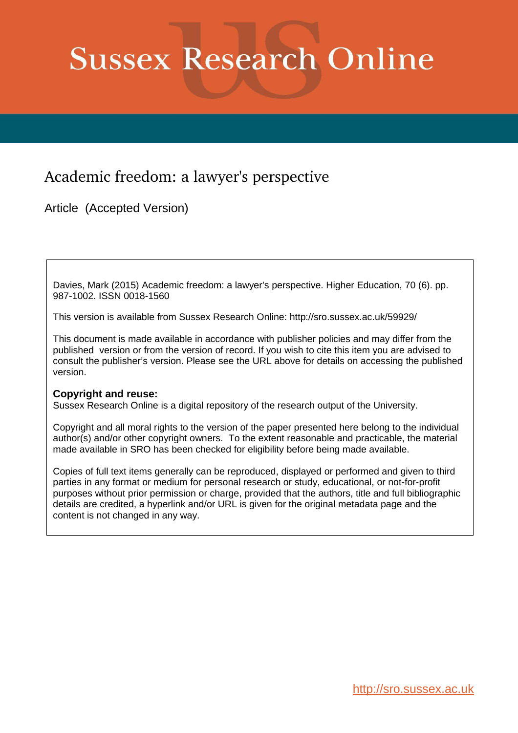# Sussex Research Online

## Academic freedom: a lawyer's perspective

Article (Accepted Version)

Davies, Mark (2015) Academic freedom: a lawyer's perspective. Higher Education, 70 (6). pp. 987-1002. ISSN 0018-1560

This version is available from Sussex Research Online: http://sro.sussex.ac.uk/59929/

This document is made available in accordance with publisher policies and may differ from the published version or from the version of record. If you wish to cite this item you are advised to consult the publisher's version. Please see the URL above for details on accessing the published version.

**Copyright and reuse:**
Sussex Research Online is a digital repository of the research output of the University.

Copyright and all moral rights to the version of the paper presented here belong to the individual author(s) and/or other copyright owners. To the extent reasonable and practicable, the material made available in SRO has been checked for eligibility before being made available.

Copies of full text items generally can be reproduced, displayed or performed and given to third parties in any format or medium for personal research or study, educational, or not-for-profit purposes without prior permission or charge, provided that the authors, title and full bibliographic details are credited, a hyperlink and/or URL is given for the original metadata page and the content is not changed in any way.

http://sro.sussex.ac.uk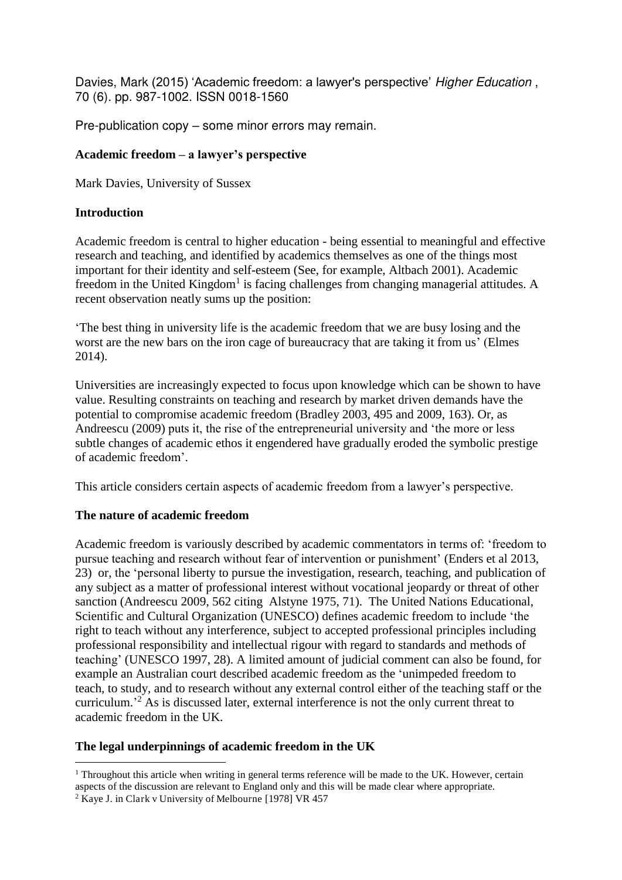Davies, Mark (2015) 'Academic freedom: a lawyer's perspective' *Higher Education* , 70 (6). pp. 987-1002. ISSN 0018-1560

Pre-publication copy – some minor errors may remain.

**Academic freedom – a lawyer's perspective**

Mark Davies, University of Sussex

## Introduction

Academic freedom is central to higher education - being essential to meaningful and effective research and teaching, and identified by academics themselves as one of the things most important for their identity and self-esteem (See, for example, Altbach 2001). Academic freedom in the United Kingdom[1] is facing challenges from changing managerial attitudes. A recent observation neatly sums up the position:

'The best thing in university life is the academic freedom that we are busy losing and the worst are the new bars on the iron cage of bureaucracy that are taking it from us' (Elmes 2014).

Universities are increasingly expected to focus upon knowledge which can be shown to have value. Resulting constraints on teaching and research by market driven demands have the potential to compromise academic freedom (Bradley 2003, 495 and 2009, 163). Or, as Andreescu (2009) puts it, the rise of the entrepreneurial university and 'the more or less subtle changes of academic ethos it engendered have gradually eroded the symbolic prestige of academic freedom'.

This article considers certain aspects of academic freedom from a lawyer's perspective.

## The nature of academic freedom

Academic freedom is variously described by academic commentators in terms of: 'freedom to pursue teaching and research without fear of intervention or punishment' (Enders et al 2013, 23) or, the 'personal liberty to pursue the investigation, research, teaching, and publication of any subject as a matter of professional interest without vocational jeopardy or threat of other sanction (Andreescu 2009, 562 citing Alstyne 1975, 71). The United Nations Educational, Scientific and Cultural Organization (UNESCO) defines academic freedom to include 'the right to teach without any interference, subject to accepted professional principles including professional responsibility and intellectual rigour with regard to standards and methods of teaching' (UNESCO 1997, 28). A limited amount of judicial comment can also be found, for example an Australian court described academic freedom as the 'unimpeded freedom to teach, to study, and to research without any external control either of the teaching staff or the curriculum.'[2] As is discussed later, external interference is not the only current threat to academic freedom in the UK.

## The legal underpinnings of academic freedom in the UK

[1] Throughout this article when writing in general terms reference will be made to the UK. However, certain aspects of the discussion are relevant to England only and this will be made clear where appropriate.

[2] Kaye J. in Clark v University of Melbourne [1978] VR 457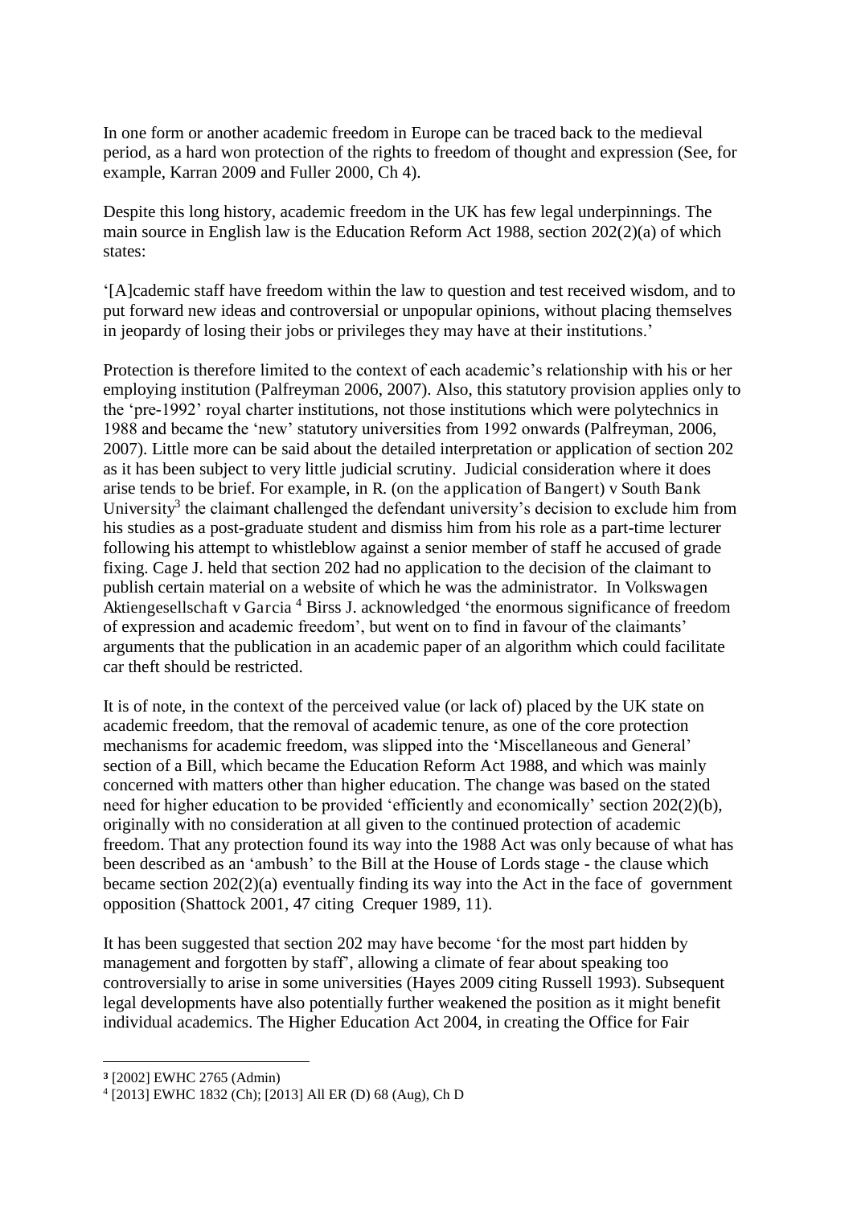In one form or another academic freedom in Europe can be traced back to the medieval period, as a hard won protection of the rights to freedom of thought and expression (See, for example, Karran 2009 and Fuller 2000, Ch 4).

Despite this long history, academic freedom in the UK has few legal underpinnings. The main source in English law is the Education Reform Act 1988, section 202(2)(a) of which states:

'[A]cademic staff have freedom within the law to question and test received wisdom, and to put forward new ideas and controversial or unpopular opinions, without placing themselves in jeopardy of losing their jobs or privileges they may have at their institutions.'

Protection is therefore limited to the context of each academic's relationship with his or her employing institution (Palfreyman 2006, 2007). Also, this statutory provision applies only to the 'pre-1992' royal charter institutions, not those institutions which were polytechnics in 1988 and became the 'new' statutory universities from 1992 onwards (Palfreyman, 2006, 2007). Little more can be said about the detailed interpretation or application of section 202 as it has been subject to very little judicial scrutiny. Judicial consideration where it does arise tends to be brief. For example, in R. (on the application of Bangert) v South Bank University[3] the claimant challenged the defendant university's decision to exclude him from his studies as a post-graduate student and dismiss him from his role as a part-time lecturer following his attempt to whistleblow against a senior member of staff he accused of grade fixing. Cage J. held that section 202 had no application to the decision of the claimant to publish certain material on a website of which he was the administrator. In Volkswagen Aktiengesellschaft v Garcia [4] Birss J. acknowledged 'the enormous significance of freedom of expression and academic freedom', but went on to find in favour of the claimants' arguments that the publication in an academic paper of an algorithm which could facilitate car theft should be restricted.

It is of note, in the context of the perceived value (or lack of) placed by the UK state on academic freedom, that the removal of academic tenure, as one of the core protection mechanisms for academic freedom, was slipped into the 'Miscellaneous and General' section of a Bill, which became the Education Reform Act 1988, and which was mainly concerned with matters other than higher education. The change was based on the stated need for higher education to be provided 'efficiently and economically' section 202(2)(b), originally with no consideration at all given to the continued protection of academic freedom. That any protection found its way into the 1988 Act was only because of what has been described as an 'ambush' to the Bill at the House of Lords stage - the clause which became section 202(2)(a) eventually finding its way into the Act in the face of government opposition (Shattock 2001, 47 citing Crequer 1989, 11).

It has been suggested that section 202 may have become 'for the most part hidden by management and forgotten by staff', allowing a climate of fear about speaking too controversially to arise in some universities (Hayes 2009 citing Russell 1993). Subsequent legal developments have also potentially further weakened the position as it might benefit individual academics. The Higher Education Act 2004, in creating the Office for Fair

---

[3] [2002] EWHC 2765 (Admin)

[4] [2013] EWHC 1832 (Ch); [2013] All ER (D) 68 (Aug), Ch D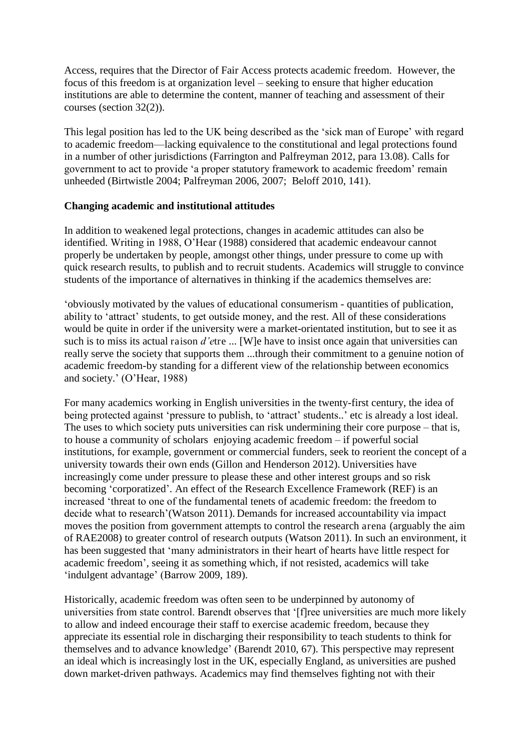Access, requires that the Director of Fair Access protects academic freedom. However, the focus of this freedom is at organization level – seeking to ensure that higher education institutions are able to determine the content, manner of teaching and assessment of their courses (section 32(2)).

This legal position has led to the UK being described as the 'sick man of Europe' with regard to academic freedom—lacking equivalence to the constitutional and legal protections found in a number of other jurisdictions (Farrington and Palfreyman 2012, para 13.08). Calls for government to act to provide 'a proper statutory framework to academic freedom' remain unheeded (Birtwistle 2004; Palfreyman 2006, 2007; Beloff 2010, 141).

**Changing academic and institutional attitudes**

In addition to weakened legal protections, changes in academic attitudes can also be identified. Writing in 1988, O'Hear (1988) considered that academic endeavour cannot properly be undertaken by people, amongst other things, under pressure to come up with quick research results, to publish and to recruit students. Academics will struggle to convince students of the importance of alternatives in thinking if the academics themselves are:

'obviously motivated by the values of educational consumerism - quantities of publication, ability to 'attract' students, to get outside money, and the rest. All of these considerations would be quite in order if the university were a market-orientated institution, but to see it as such is to miss its actual raison *d'e*tre ... [W]e have to insist once again that universities can really serve the society that supports them ...through their commitment to a genuine notion of academic freedom-by standing for a different view of the relationship between economics and society.' (O'Hear, 1988)

For many academics working in English universities in the twenty-first century, the idea of being protected against 'pressure to publish, to 'attract' students..' etc is already a lost ideal. The uses to which society puts universities can risk undermining their core purpose – that is, to house a community of scholars enjoying academic freedom – if powerful social institutions, for example, government or commercial funders, seek to reorient the concept of a university towards their own ends (Gillon and Henderson 2012). Universities have increasingly come under pressure to please these and other interest groups and so risk becoming 'corporatized'. An effect of the Research Excellence Framework (REF) is an increased 'threat to one of the fundamental tenets of academic freedom: the freedom to decide what to research'(Watson 2011). Demands for increased accountability via impact moves the position from government attempts to control the research arena (arguably the aim of RAE2008) to greater control of research outputs (Watson 2011). In such an environment, it has been suggested that 'many administrators in their heart of hearts have little respect for academic freedom', seeing it as something which, if not resisted, academics will take 'indulgent advantage' (Barrow 2009, 189).

Historically, academic freedom was often seen to be underpinned by autonomy of universities from state control. Barendt observes that '[f]ree universities are much more likely to allow and indeed encourage their staff to exercise academic freedom, because they appreciate its essential role in discharging their responsibility to teach students to think for themselves and to advance knowledge' (Barendt 2010, 67). This perspective may represent an ideal which is increasingly lost in the UK, especially England, as universities are pushed down market-driven pathways. Academics may find themselves fighting not with their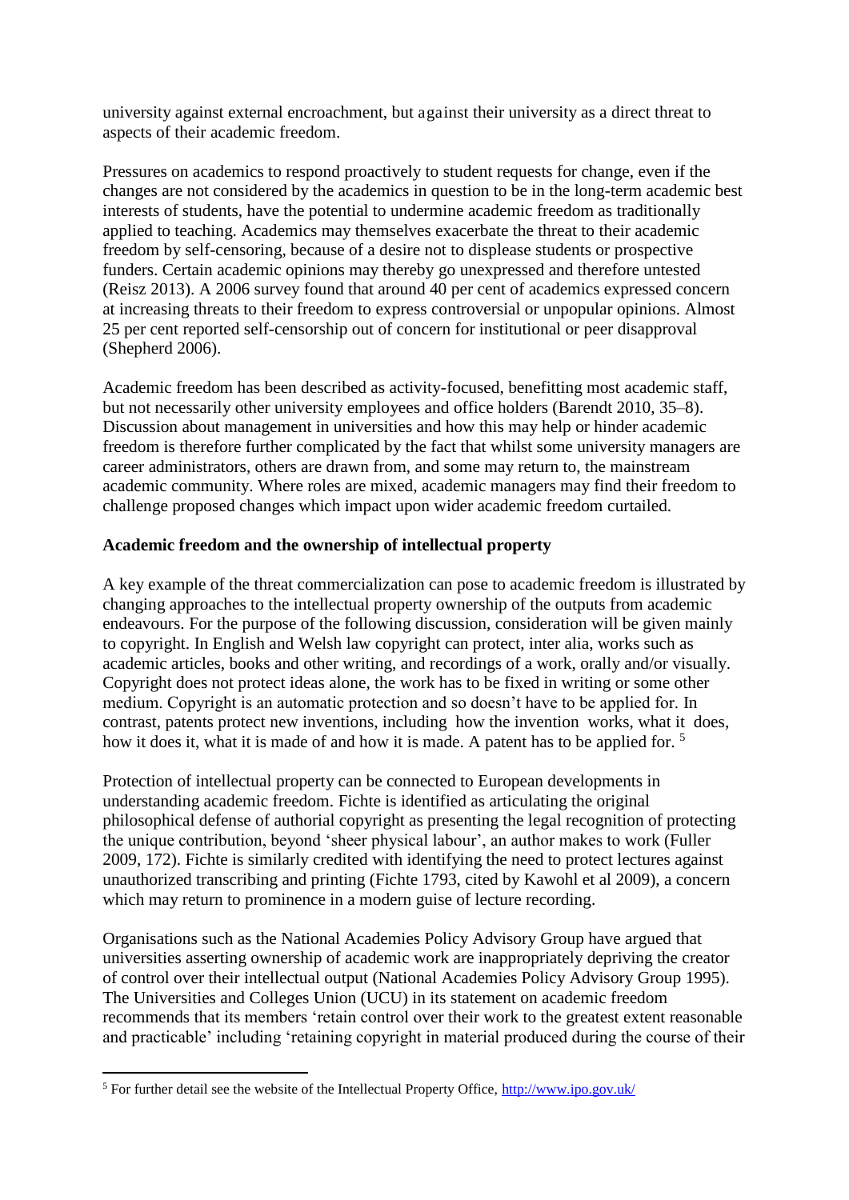university against external encroachment, but against their university as a direct threat to aspects of their academic freedom.

Pressures on academics to respond proactively to student requests for change, even if the changes are not considered by the academics in question to be in the long-term academic best interests of students, have the potential to undermine academic freedom as traditionally applied to teaching. Academics may themselves exacerbate the threat to their academic freedom by self-censoring, because of a desire not to displease students or prospective funders. Certain academic opinions may thereby go unexpressed and therefore untested (Reisz 2013). A 2006 survey found that around 40 per cent of academics expressed concern at increasing threats to their freedom to express controversial or unpopular opinions. Almost 25 per cent reported self-censorship out of concern for institutional or peer disapproval (Shepherd 2006).

Academic freedom has been described as activity-focused, benefitting most academic staff, but not necessarily other university employees and office holders (Barendt 2010, 35–8). Discussion about management in universities and how this may help or hinder academic freedom is therefore further complicated by the fact that whilst some university managers are career administrators, others are drawn from, and some may return to, the mainstream academic community. Where roles are mixed, academic managers may find their freedom to challenge proposed changes which impact upon wider academic freedom curtailed.

**Academic freedom and the ownership of intellectual property**

A key example of the threat commercialization can pose to academic freedom is illustrated by changing approaches to the intellectual property ownership of the outputs from academic endeavours. For the purpose of the following discussion, consideration will be given mainly to copyright. In English and Welsh law copyright can protect, inter alia, works such as academic articles, books and other writing, and recordings of a work, orally and/or visually. Copyright does not protect ideas alone, the work has to be fixed in writing or some other medium. Copyright is an automatic protection and so doesn't have to be applied for. In contrast, patents protect new inventions, including how the invention works, what it does, how it does it, what it is made of and how it is made. A patent has to be applied for. [5]

Protection of intellectual property can be connected to European developments in understanding academic freedom. Fichte is identified as articulating the original philosophical defense of authorial copyright as presenting the legal recognition of protecting the unique contribution, beyond 'sheer physical labour', an author makes to work (Fuller 2009, 172). Fichte is similarly credited with identifying the need to protect lectures against unauthorized transcribing and printing (Fichte 1793, cited by Kawohl et al 2009), a concern which may return to prominence in a modern guise of lecture recording.

Organisations such as the National Academies Policy Advisory Group have argued that universities asserting ownership of academic work are inappropriately depriving the creator of control over their intellectual output (National Academies Policy Advisory Group 1995). The Universities and Colleges Union (UCU) in its statement on academic freedom recommends that its members 'retain control over their work to the greatest extent reasonable and practicable' including 'retaining copyright in material produced during the course of their

[5] For further detail see the website of the Intellectual Property Office, http://www.ipo.gov.uk/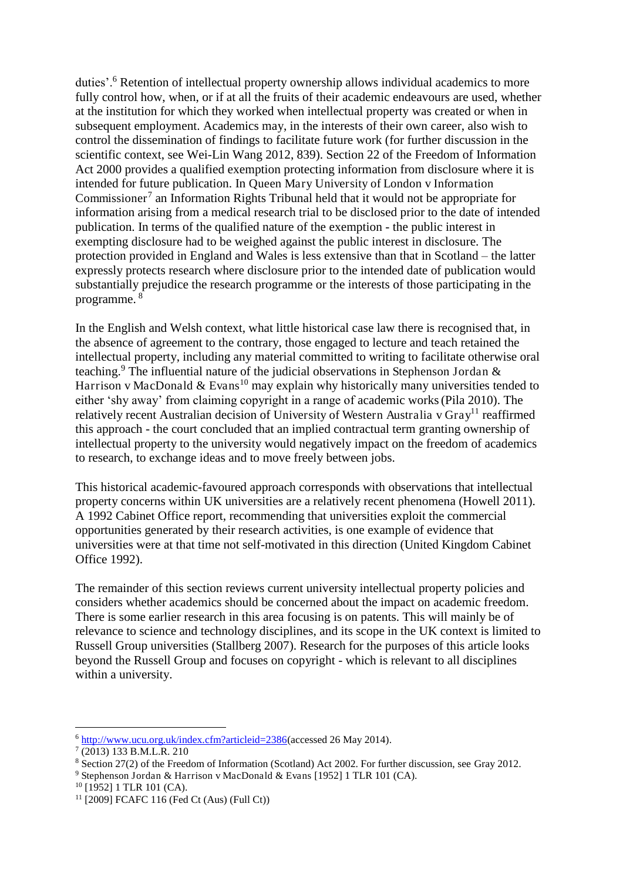duties'.[6] Retention of intellectual property ownership allows individual academics to more fully control how, when, or if at all the fruits of their academic endeavours are used, whether at the institution for which they worked when intellectual property was created or when in subsequent employment. Academics may, in the interests of their own career, also wish to control the dissemination of findings to facilitate future work (for further discussion in the scientific context, see Wei-Lin Wang 2012, 839). Section 22 of the Freedom of Information Act 2000 provides a qualified exemption protecting information from disclosure where it is intended for future publication. In Queen Mary University of London v Information Commissioner[7] an Information Rights Tribunal held that it would not be appropriate for information arising from a medical research trial to be disclosed prior to the date of intended publication. In terms of the qualified nature of the exemption - the public interest in exempting disclosure had to be weighed against the public interest in disclosure. The protection provided in England and Wales is less extensive than that in Scotland – the latter expressly protects research where disclosure prior to the intended date of publication would substantially prejudice the research programme or the interests of those participating in the programme. [8]

In the English and Welsh context, what little historical case law there is recognised that, in the absence of agreement to the contrary, those engaged to lecture and teach retained the intellectual property, including any material committed to writing to facilitate otherwise oral teaching.[9] The influential nature of the judicial observations in Stephenson Jordan & Harrison v MacDonald & Evans[10] may explain why historically many universities tended to either 'shy away' from claiming copyright in a range of academic works (Pila 2010). The relatively recent Australian decision of University of Western Australia v Gray[11] reaffirmed this approach - the court concluded that an implied contractual term granting ownership of intellectual property to the university would negatively impact on the freedom of academics to research, to exchange ideas and to move freely between jobs.

This historical academic-favoured approach corresponds with observations that intellectual property concerns within UK universities are a relatively recent phenomena (Howell 2011). A 1992 Cabinet Office report, recommending that universities exploit the commercial opportunities generated by their research activities, is one example of evidence that universities were at that time not self-motivated in this direction (United Kingdom Cabinet Office 1992).

The remainder of this section reviews current university intellectual property policies and considers whether academics should be concerned about the impact on academic freedom. There is some earlier research in this area focusing is on patents. This will mainly be of relevance to science and technology disciplines, and its scope in the UK context is limited to Russell Group universities (Stallberg 2007). Research for the purposes of this article looks beyond the Russell Group and focuses on copyright - which is relevant to all disciplines within a university.

---

[6] http://www.ucu.org.uk/index.cfm?articleid=2386(accessed 26 May 2014).

[7] (2013) 133 B.M.L.R. 210

[8] Section 27(2) of the Freedom of Information (Scotland) Act 2002. For further discussion, see Gray 2012.

[9] Stephenson Jordan & Harrison v MacDonald & Evans [1952] 1 TLR 101 (CA).

[10] [1952] 1 TLR 101 (CA).

[11] [2009] FCAFC 116 (Fed Ct (Aus) (Full Ct))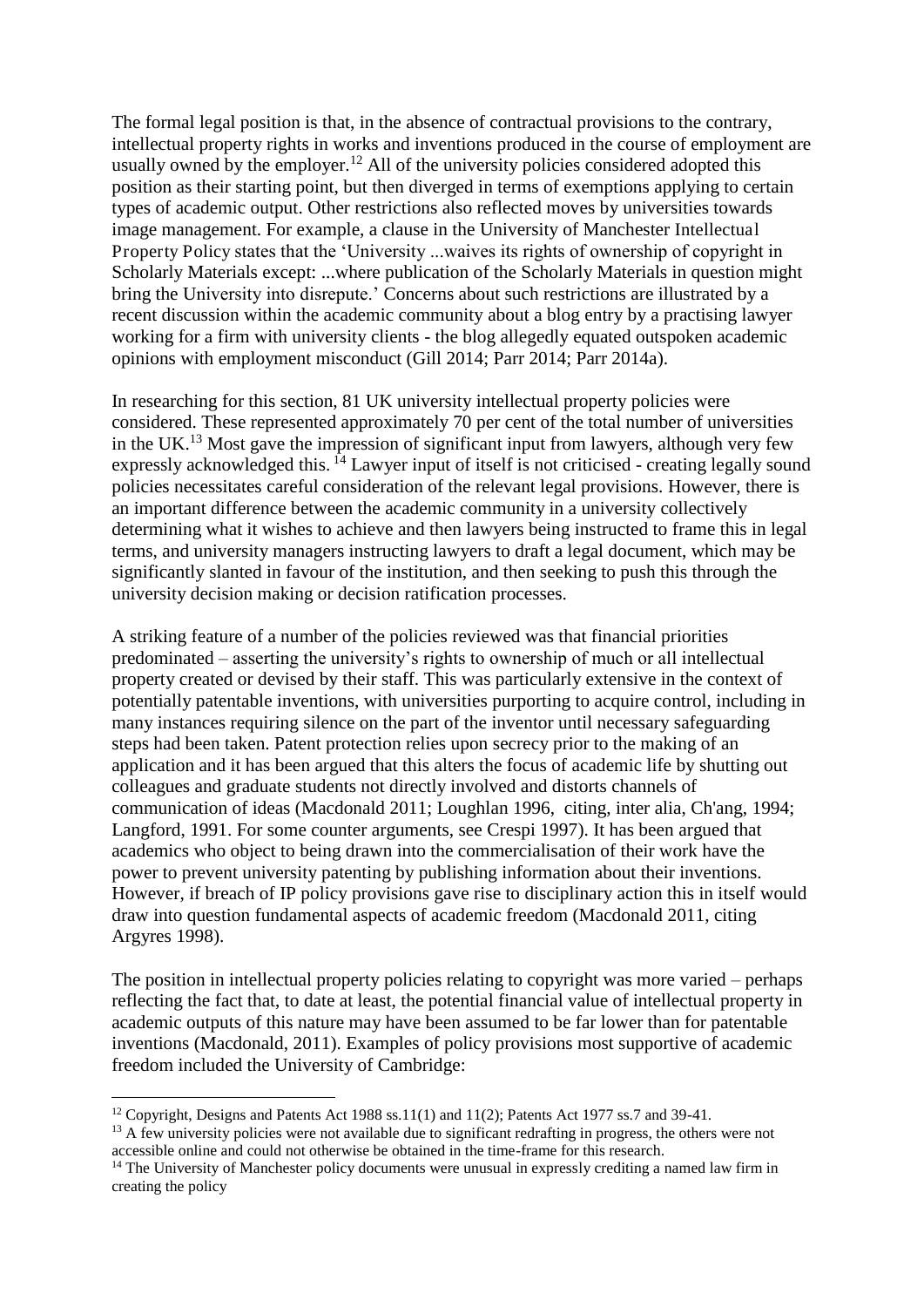The formal legal position is that, in the absence of contractual provisions to the contrary, intellectual property rights in works and inventions produced in the course of employment are usually owned by the employer.[12] All of the university policies considered adopted this position as their starting point, but then diverged in terms of exemptions applying to certain types of academic output. Other restrictions also reflected moves by universities towards image management. For example, a clause in the University of Manchester Intellectual Property Policy states that the 'University ...waives its rights of ownership of copyright in Scholarly Materials except: ...where publication of the Scholarly Materials in question might bring the University into disrepute.' Concerns about such restrictions are illustrated by a recent discussion within the academic community about a blog entry by a practising lawyer working for a firm with university clients - the blog allegedly equated outspoken academic opinions with employment misconduct (Gill 2014; Parr 2014; Parr 2014a).

In researching for this section, 81 UK university intellectual property policies were considered. These represented approximately 70 per cent of the total number of universities in the UK.[13] Most gave the impression of significant input from lawyers, although very few expressly acknowledged this.[14] Lawyer input of itself is not criticised - creating legally sound policies necessitates careful consideration of the relevant legal provisions. However, there is an important difference between the academic community in a university collectively determining what it wishes to achieve and then lawyers being instructed to frame this in legal terms, and university managers instructing lawyers to draft a legal document, which may be significantly slanted in favour of the institution, and then seeking to push this through the university decision making or decision ratification processes.

A striking feature of a number of the policies reviewed was that financial priorities predominated – asserting the university's rights to ownership of much or all intellectual property created or devised by their staff. This was particularly extensive in the context of potentially patentable inventions, with universities purporting to acquire control, including in many instances requiring silence on the part of the inventor until necessary safeguarding steps had been taken. Patent protection relies upon secrecy prior to the making of an application and it has been argued that this alters the focus of academic life by shutting out colleagues and graduate students not directly involved and distorts channels of communication of ideas (Macdonald 2011; Loughlan 1996, citing, inter alia, Ch'ang, 1994; Langford, 1991. For some counter arguments, see Crespi 1997). It has been argued that academics who object to being drawn into the commercialisation of their work have the power to prevent university patenting by publishing information about their inventions. However, if breach of IP policy provisions gave rise to disciplinary action this in itself would draw into question fundamental aspects of academic freedom (Macdonald 2011, citing Argyres 1998).

The position in intellectual property policies relating to copyright was more varied – perhaps reflecting the fact that, to date at least, the potential financial value of intellectual property in academic outputs of this nature may have been assumed to be far lower than for patentable inventions (Macdonald, 2011). Examples of policy provisions most supportive of academic freedom included the University of Cambridge:

---

[12] Copyright, Designs and Patents Act 1988 ss.11(1) and 11(2); Patents Act 1977 ss.7 and 39-41.

[13] A few university policies were not available due to significant redrafting in progress, the others were not accessible online and could not otherwise be obtained in the time-frame for this research.

[14] The University of Manchester policy documents were unusual in expressly crediting a named law firm in creating the policy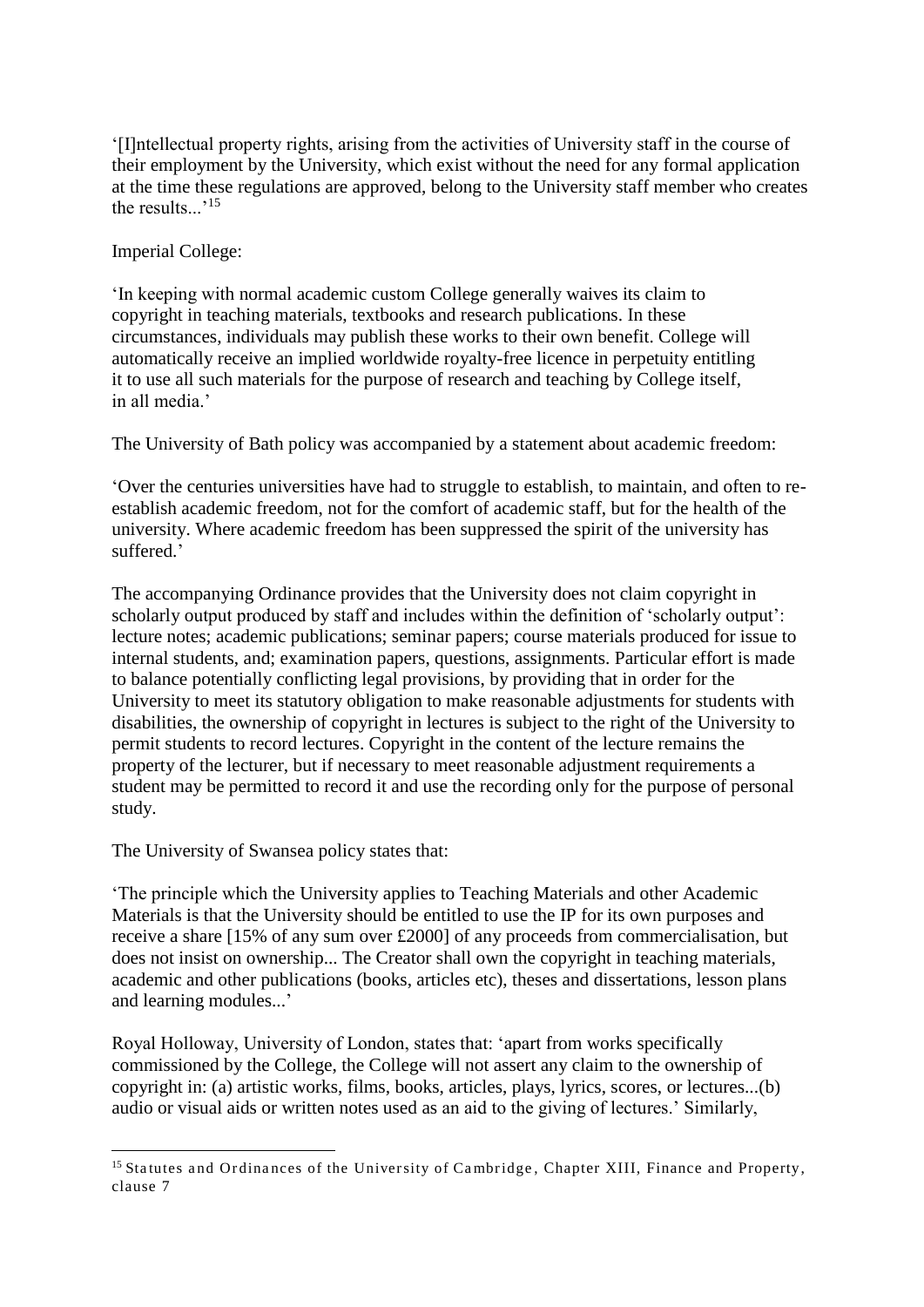'[I]ntellectual property rights, arising from the activities of University staff in the course of their employment by the University, which exist without the need for any formal application at the time these regulations are approved, belong to the University staff member who creates the results...'[15]

Imperial College:

'In keeping with normal academic custom College generally waives its claim to copyright in teaching materials, textbooks and research publications. In these circumstances, individuals may publish these works to their own benefit. College will automatically receive an implied worldwide royalty-free licence in perpetuity entitling it to use all such materials for the purpose of research and teaching by College itself, in all media.'

The University of Bath policy was accompanied by a statement about academic freedom:

'Over the centuries universities have had to struggle to establish, to maintain, and often to re-establish academic freedom, not for the comfort of academic staff, but for the health of the university. Where academic freedom has been suppressed the spirit of the university has suffered.'

The accompanying Ordinance provides that the University does not claim copyright in scholarly output produced by staff and includes within the definition of 'scholarly output': lecture notes; academic publications; seminar papers; course materials produced for issue to internal students, and; examination papers, questions, assignments. Particular effort is made to balance potentially conflicting legal provisions, by providing that in order for the University to meet its statutory obligation to make reasonable adjustments for students with disabilities, the ownership of copyright in lectures is subject to the right of the University to permit students to record lectures. Copyright in the content of the lecture remains the property of the lecturer, but if necessary to meet reasonable adjustment requirements a student may be permitted to record it and use the recording only for the purpose of personal study.

The University of Swansea policy states that:

'The principle which the University applies to Teaching Materials and other Academic Materials is that the University should be entitled to use the IP for its own purposes and receive a share [15% of any sum over £2000] of any proceeds from commercialisation, but does not insist on ownership... The Creator shall own the copyright in teaching materials, academic and other publications (books, articles etc), theses and dissertations, lesson plans and learning modules...'

Royal Holloway, University of London, states that: 'apart from works specifically commissioned by the College, the College will not assert any claim to the ownership of copyright in: (a) artistic works, films, books, articles, plays, lyrics, scores, or lectures...(b) audio or visual aids or written notes used as an aid to the giving of lectures.' Similarly,

---

[15] Statutes and Ordinances of the University of Cambridge, Chapter XIII, Finance and Property, clause 7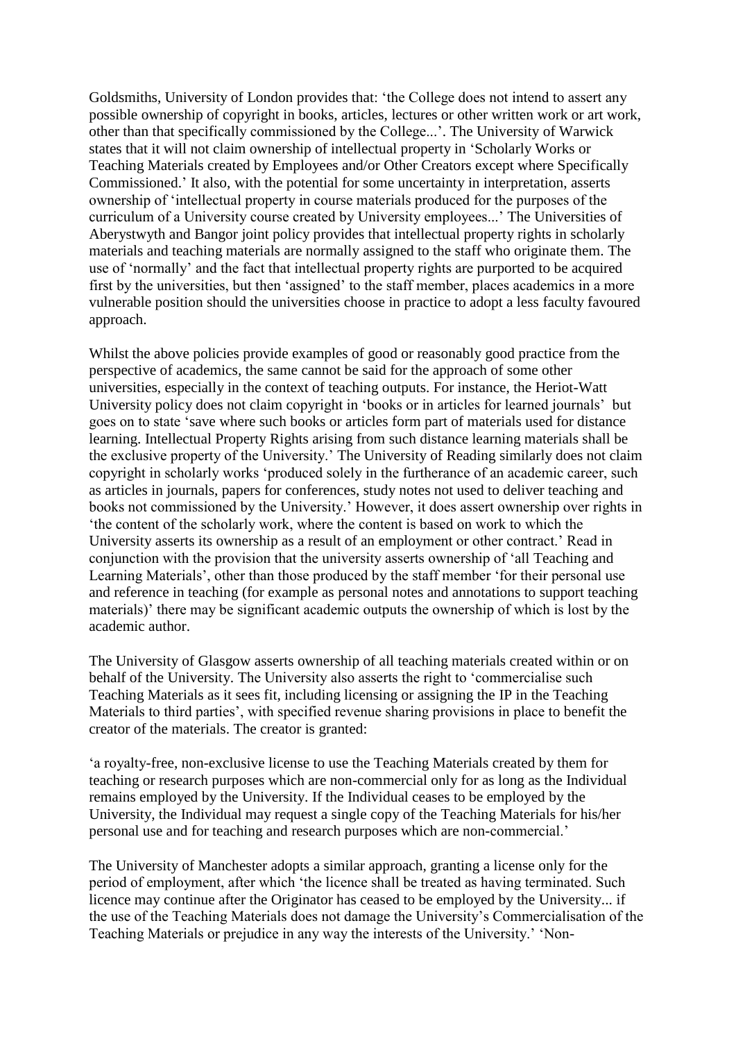Goldsmiths, University of London provides that: 'the College does not intend to assert any possible ownership of copyright in books, articles, lectures or other written work or art work, other than that specifically commissioned by the College...'. The University of Warwick states that it will not claim ownership of intellectual property in 'Scholarly Works or Teaching Materials created by Employees and/or Other Creators except where Specifically Commissioned.' It also, with the potential for some uncertainty in interpretation, asserts ownership of 'intellectual property in course materials produced for the purposes of the curriculum of a University course created by University employees...' The Universities of Aberystwyth and Bangor joint policy provides that intellectual property rights in scholarly materials and teaching materials are normally assigned to the staff who originate them. The use of 'normally' and the fact that intellectual property rights are purported to be acquired first by the universities, but then 'assigned' to the staff member, places academics in a more vulnerable position should the universities choose in practice to adopt a less faculty favoured approach.

Whilst the above policies provide examples of good or reasonably good practice from the perspective of academics, the same cannot be said for the approach of some other universities, especially in the context of teaching outputs. For instance, the Heriot-Watt University policy does not claim copyright in 'books or in articles for learned journals' but goes on to state 'save where such books or articles form part of materials used for distance learning. Intellectual Property Rights arising from such distance learning materials shall be the exclusive property of the University.' The University of Reading similarly does not claim copyright in scholarly works 'produced solely in the furtherance of an academic career, such as articles in journals, papers for conferences, study notes not used to deliver teaching and books not commissioned by the University.' However, it does assert ownership over rights in 'the content of the scholarly work, where the content is based on work to which the University asserts its ownership as a result of an employment or other contract.' Read in conjunction with the provision that the university asserts ownership of 'all Teaching and Learning Materials', other than those produced by the staff member 'for their personal use and reference in teaching (for example as personal notes and annotations to support teaching materials)' there may be significant academic outputs the ownership of which is lost by the academic author.

The University of Glasgow asserts ownership of all teaching materials created within or on behalf of the University. The University also asserts the right to 'commercialise such Teaching Materials as it sees fit, including licensing or assigning the IP in the Teaching Materials to third parties', with specified revenue sharing provisions in place to benefit the creator of the materials. The creator is granted:

'a royalty-free, non-exclusive license to use the Teaching Materials created by them for teaching or research purposes which are non-commercial only for as long as the Individual remains employed by the University. If the Individual ceases to be employed by the University, the Individual may request a single copy of the Teaching Materials for his/her personal use and for teaching and research purposes which are non-commercial.'

The University of Manchester adopts a similar approach, granting a license only for the period of employment, after which 'the licence shall be treated as having terminated. Such licence may continue after the Originator has ceased to be employed by the University... if the use of the Teaching Materials does not damage the University's Commercialisation of the Teaching Materials or prejudice in any way the interests of the University.' 'Non-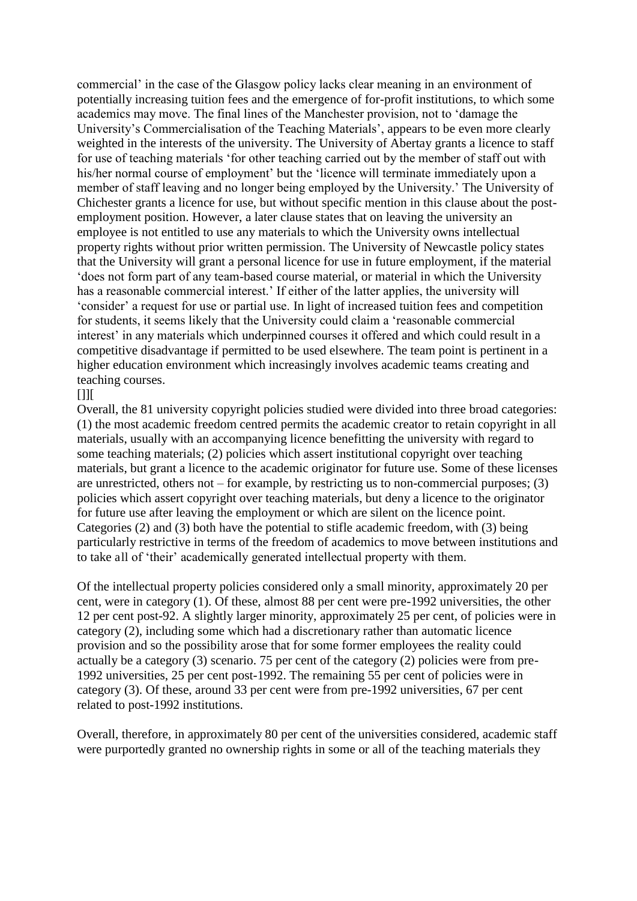commercial' in the case of the Glasgow policy lacks clear meaning in an environment of potentially increasing tuition fees and the emergence of for-profit institutions, to which some academics may move. The final lines of the Manchester provision, not to 'damage the University's Commercialisation of the Teaching Materials', appears to be even more clearly weighted in the interests of the university. The University of Abertay grants a licence to staff for use of teaching materials 'for other teaching carried out by the member of staff out with his/her normal course of employment' but the 'licence will terminate immediately upon a member of staff leaving and no longer being employed by the University.' The University of Chichester grants a licence for use, but without specific mention in this clause about the post-employment position. However, a later clause states that on leaving the university an employee is not entitled to use any materials to which the University owns intellectual property rights without prior written permission. The University of Newcastle policy states that the University will grant a personal licence for use in future employment, if the material 'does not form part of any team-based course material, or material in which the University has a reasonable commercial interest.' If either of the latter applies, the university will 'consider' a request for use or partial use. In light of increased tuition fees and competition for students, it seems likely that the University could claim a 'reasonable commercial interest' in any materials which underpinned courses it offered and which could result in a competitive disadvantage if permitted to be used elsewhere. The team point is pertinent in a higher education environment which increasingly involves academic teams creating and teaching courses.

[]][

Overall, the 81 university copyright policies studied were divided into three broad categories: (1) the most academic freedom centred permits the academic creator to retain copyright in all materials, usually with an accompanying licence benefitting the university with regard to some teaching materials; (2) policies which assert institutional copyright over teaching materials, but grant a licence to the academic originator for future use. Some of these licenses are unrestricted, others not – for example, by restricting us to non-commercial purposes; (3) policies which assert copyright over teaching materials, but deny a licence to the originator for future use after leaving the employment or which are silent on the licence point. Categories (2) and (3) both have the potential to stifle academic freedom, with (3) being particularly restrictive in terms of the freedom of academics to move between institutions and to take all of 'their' academically generated intellectual property with them.

Of the intellectual property policies considered only a small minority, approximately 20 per cent, were in category (1). Of these, almost 88 per cent were pre-1992 universities, the other 12 per cent post-92. A slightly larger minority, approximately 25 per cent, of policies were in category (2), including some which had a discretionary rather than automatic licence provision and so the possibility arose that for some former employees the reality could actually be a category (3) scenario. 75 per cent of the category (2) policies were from pre-1992 universities, 25 per cent post-1992. The remaining 55 per cent of policies were in category (3). Of these, around 33 per cent were from pre-1992 universities, 67 per cent related to post-1992 institutions.

Overall, therefore, in approximately 80 per cent of the universities considered, academic staff were purportedly granted no ownership rights in some or all of the teaching materials they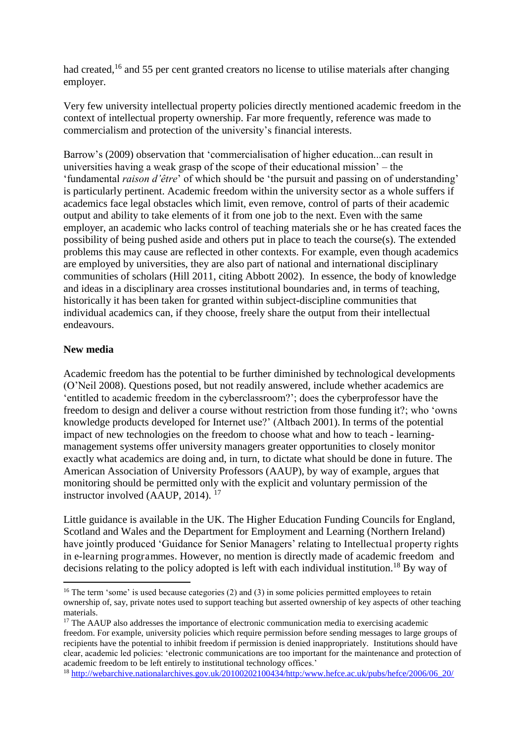had created,[16] and 55 per cent granted creators no license to utilise materials after changing employer.

Very few university intellectual property policies directly mentioned academic freedom in the context of intellectual property ownership. Far more frequently, reference was made to commercialism and protection of the university's financial interests.

Barrow's (2009) observation that 'commercialisation of higher education...can result in universities having a weak grasp of the scope of their educational mission' – the 'fundamental *raison d'être*' of which should be 'the pursuit and passing on of understanding' is particularly pertinent. Academic freedom within the university sector as a whole suffers if academics face legal obstacles which limit, even remove, control of parts of their academic output and ability to take elements of it from one job to the next. Even with the same employer, an academic who lacks control of teaching materials she or he has created faces the possibility of being pushed aside and others put in place to teach the course(s). The extended problems this may cause are reflected in other contexts. For example, even though academics are employed by universities, they are also part of national and international disciplinary communities of scholars (Hill 2011, citing Abbott 2002). In essence, the body of knowledge and ideas in a disciplinary area crosses institutional boundaries and, in terms of teaching, historically it has been taken for granted within subject-discipline communities that individual academics can, if they choose, freely share the output from their intellectual endeavours.

**New media**

Academic freedom has the potential to be further diminished by technological developments (O'Neil 2008). Questions posed, but not readily answered, include whether academics are 'entitled to academic freedom in the cyberclassroom?'; does the cyberprofessor have the freedom to design and deliver a course without restriction from those funding it?; who 'owns knowledge products developed for Internet use?' (Altbach 2001). In terms of the potential impact of new technologies on the freedom to choose what and how to teach - learning-management systems offer university managers greater opportunities to closely monitor exactly what academics are doing and, in turn, to dictate what should be done in future. The American Association of University Professors (AAUP), by way of example, argues that monitoring should be permitted only with the explicit and voluntary permission of the instructor involved (AAUP, 2014).[17]

Little guidance is available in the UK. The Higher Education Funding Councils for England, Scotland and Wales and the Department for Employment and Learning (Northern Ireland) have jointly produced 'Guidance for Senior Managers' relating to Intellectual property rights in e-learning programmes. However, no mention is directly made of academic freedom and decisions relating to the policy adopted is left with each individual institution.[18] By way of

---

[16] The term 'some' is used because categories (2) and (3) in some policies permitted employees to retain ownership of, say, private notes used to support teaching but asserted ownership of key aspects of other teaching materials.

[17] The AAUP also addresses the importance of electronic communication media to exercising academic freedom. For example, university policies which require permission before sending messages to large groups of recipients have the potential to inhibit freedom if permission is denied inappropriately. Institutions should have clear, academic led policies: 'electronic communications are too important for the maintenance and protection of academic freedom to be left entirely to institutional technology offices.'

[18] http://webarchive.nationalarchives.gov.uk/20100202100434/http:/www.hefce.ac.uk/pubs/hefce/2006/06_20/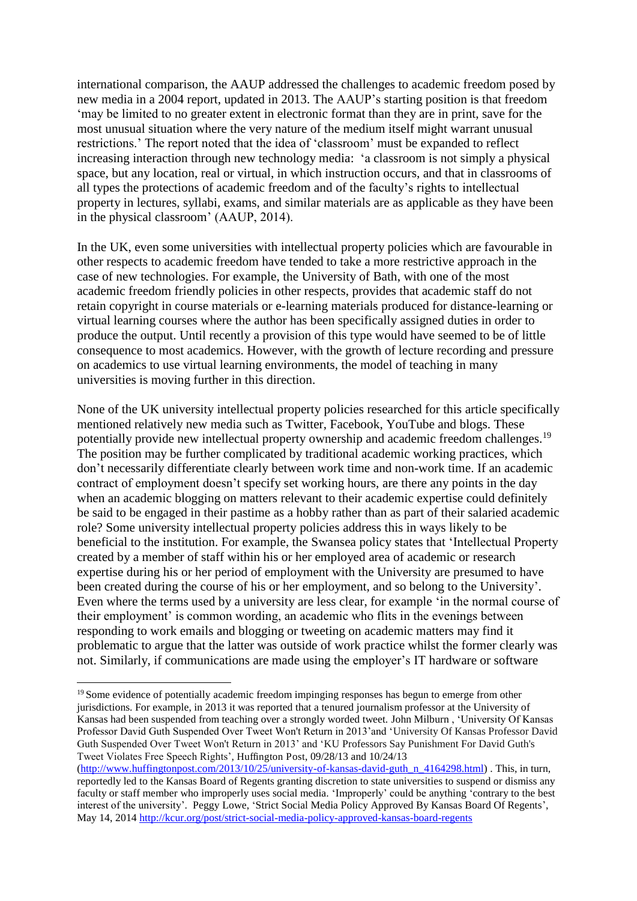international comparison, the AAUP addressed the challenges to academic freedom posed by new media in a 2004 report, updated in 2013. The AAUP's starting position is that freedom 'may be limited to no greater extent in electronic format than they are in print, save for the most unusual situation where the very nature of the medium itself might warrant unusual restrictions.' The report noted that the idea of 'classroom' must be expanded to reflect increasing interaction through new technology media: 'a classroom is not simply a physical space, but any location, real or virtual, in which instruction occurs, and that in classrooms of all types the protections of academic freedom and of the faculty's rights to intellectual property in lectures, syllabi, exams, and similar materials are as applicable as they have been in the physical classroom' (AAUP, 2014).

In the UK, even some universities with intellectual property policies which are favourable in other respects to academic freedom have tended to take a more restrictive approach in the case of new technologies. For example, the University of Bath, with one of the most academic freedom friendly policies in other respects, provides that academic staff do not retain copyright in course materials or e-learning materials produced for distance-learning or virtual learning courses where the author has been specifically assigned duties in order to produce the output. Until recently a provision of this type would have seemed to be of little consequence to most academics. However, with the growth of lecture recording and pressure on academics to use virtual learning environments, the model of teaching in many universities is moving further in this direction.

None of the UK university intellectual property policies researched for this article specifically mentioned relatively new media such as Twitter, Facebook, YouTube and blogs. These potentially provide new intellectual property ownership and academic freedom challenges.[19] The position may be further complicated by traditional academic working practices, which don't necessarily differentiate clearly between work time and non-work time. If an academic contract of employment doesn't specify set working hours, are there any points in the day when an academic blogging on matters relevant to their academic expertise could definitely be said to be engaged in their pastime as a hobby rather than as part of their salaried academic role? Some university intellectual property policies address this in ways likely to be beneficial to the institution. For example, the Swansea policy states that 'Intellectual Property created by a member of staff within his or her employed area of academic or research expertise during his or her period of employment with the University are presumed to have been created during the course of his or her employment, and so belong to the University'. Even where the terms used by a university are less clear, for example 'in the normal course of their employment' is common wording, an academic who flits in the evenings between responding to work emails and blogging or tweeting on academic matters may find it problematic to argue that the latter was outside of work practice whilst the former clearly was not. Similarly, if communications are made using the employer's IT hardware or software

---

[19] Some evidence of potentially academic freedom impinging responses has begun to emerge from other jurisdictions. For example, in 2013 it was reported that a tenured journalism professor at the University of Kansas had been suspended from teaching over a strongly worded tweet. John Milburn , 'University Of Kansas Professor David Guth Suspended Over Tweet Won't Return in 2013'and 'University Of Kansas Professor David Guth Suspended Over Tweet Won't Return in 2013' and 'KU Professors Say Punishment For David Guth's Tweet Violates Free Speech Rights', Huffington Post, 09/28/13 and 10/24/13 (http://www.huffingtonpost.com/2013/10/25/university-of-kansas-david-guth_n_4164298.html) . This, in turn, reportedly led to the Kansas Board of Regents granting discretion to state universities to suspend or dismiss any faculty or staff member who improperly uses social media. 'Improperly' could be anything 'contrary to the best interest of the university'. Peggy Lowe, 'Strict Social Media Policy Approved By Kansas Board Of Regents', May 14, 2014 http://kcur.org/post/strict-social-media-policy-approved-kansas-board-regents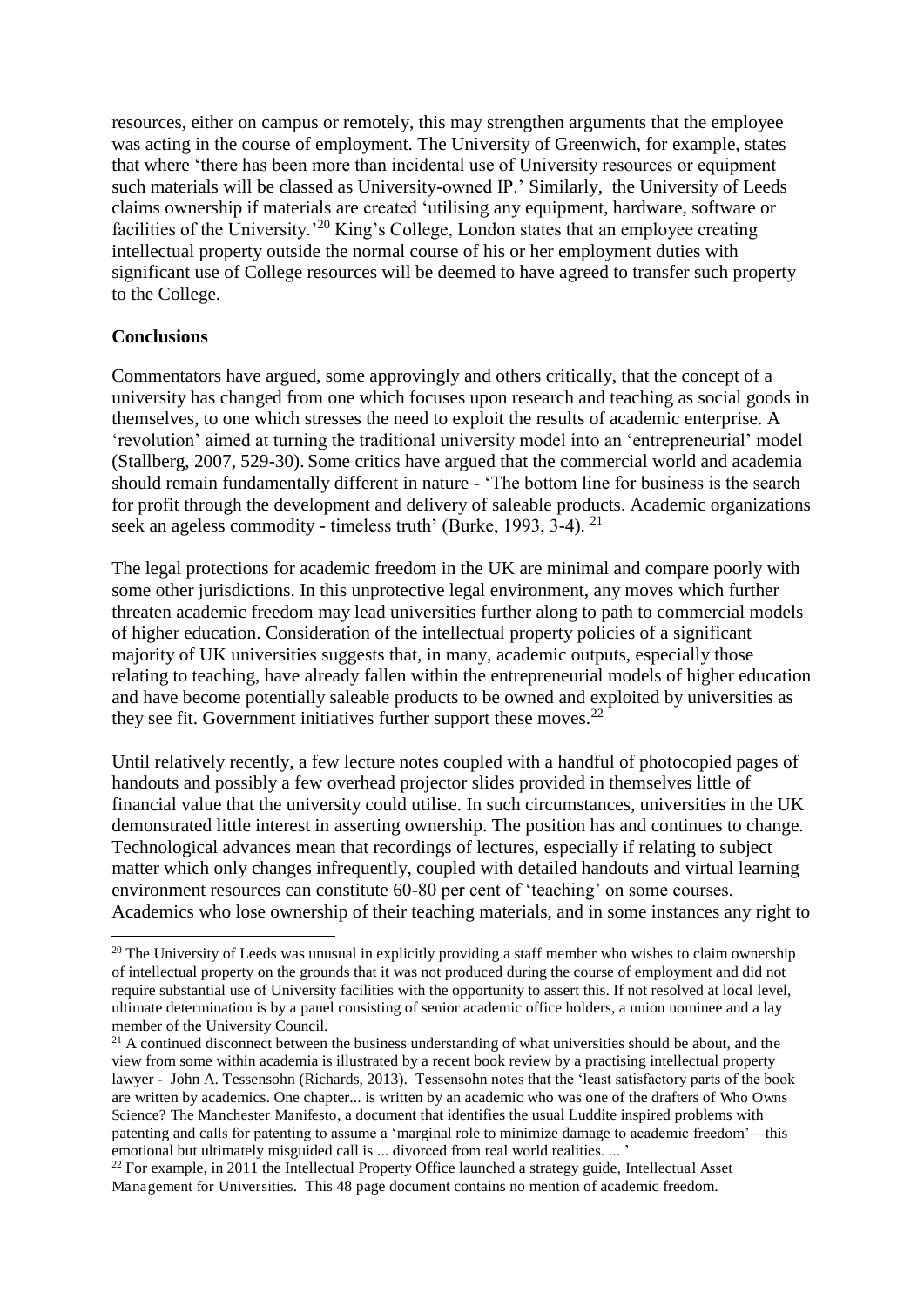resources, either on campus or remotely, this may strengthen arguments that the employee was acting in the course of employment. The University of Greenwich, for example, states that where 'there has been more than incidental use of University resources or equipment such materials will be classed as University-owned IP.' Similarly, the University of Leeds claims ownership if materials are created 'utilising any equipment, hardware, software or facilities of the University.'[20] King's College, London states that an employee creating intellectual property outside the normal course of his or her employment duties with significant use of College resources will be deemed to have agreed to transfer such property to the College.

**Conclusions**

Commentators have argued, some approvingly and others critically, that the concept of a university has changed from one which focuses upon research and teaching as social goods in themselves, to one which stresses the need to exploit the results of academic enterprise. A 'revolution' aimed at turning the traditional university model into an 'entrepreneurial' model (Stallberg, 2007, 529-30). Some critics have argued that the commercial world and academia should remain fundamentally different in nature - 'The bottom line for business is the search for profit through the development and delivery of saleable products. Academic organizations seek an ageless commodity - timeless truth' (Burke, 1993, 3-4). [21]

The legal protections for academic freedom in the UK are minimal and compare poorly with some other jurisdictions. In this unprotective legal environment, any moves which further threaten academic freedom may lead universities further along to path to commercial models of higher education. Consideration of the intellectual property policies of a significant majority of UK universities suggests that, in many, academic outputs, especially those relating to teaching, have already fallen within the entrepreneurial models of higher education and have become potentially saleable products to be owned and exploited by universities as they see fit. Government initiatives further support these moves.[22]

Until relatively recently, a few lecture notes coupled with a handful of photocopied pages of handouts and possibly a few overhead projector slides provided in themselves little of financial value that the university could utilise. In such circumstances, universities in the UK demonstrated little interest in asserting ownership. The position has and continues to change. Technological advances mean that recordings of lectures, especially if relating to subject matter which only changes infrequently, coupled with detailed handouts and virtual learning environment resources can constitute 60-80 per cent of 'teaching' on some courses. Academics who lose ownership of their teaching materials, and in some instances any right to

---

[20] The University of Leeds was unusual in explicitly providing a staff member who wishes to claim ownership of intellectual property on the grounds that it was not produced during the course of employment and did not require substantial use of University facilities with the opportunity to assert this. If not resolved at local level, ultimate determination is by a panel consisting of senior academic office holders, a union nominee and a lay member of the University Council.

[21] A continued disconnect between the business understanding of what universities should be about, and the view from some within academia is illustrated by a recent book review by a practising intellectual property lawyer - John A. Tessensohn (Richards, 2013). Tessensohn notes that the 'least satisfactory parts of the book are written by academics. One chapter... is written by an academic who was one of the drafters of Who Owns Science? The Manchester Manifesto, a document that identifies the usual Luddite inspired problems with patenting and calls for patenting to assume a 'marginal role to minimize damage to academic freedom'—this emotional but ultimately misguided call is ... divorced from real world realities. ... '

[22] For example, in 2011 the Intellectual Property Office launched a strategy guide, Intellectual Asset Management for Universities. This 48 page document contains no mention of academic freedom.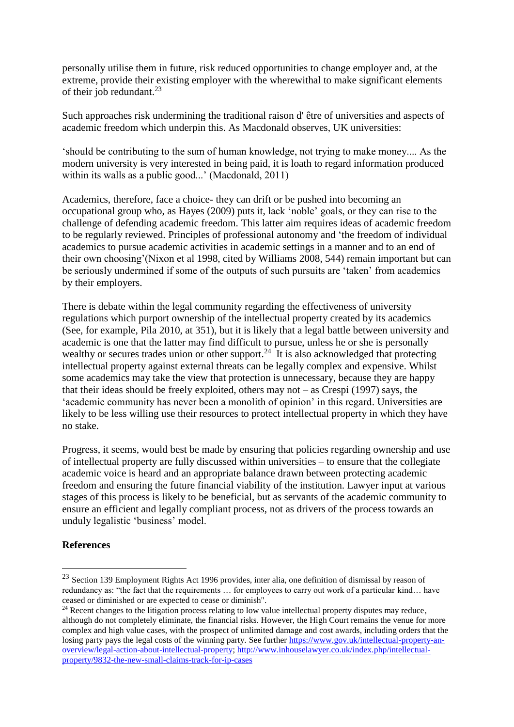personally utilise them in future, risk reduced opportunities to change employer and, at the extreme, provide their existing employer with the wherewithal to make significant elements of their job redundant.[23]

Such approaches risk undermining the traditional raison d' être of universities and aspects of academic freedom which underpin this. As Macdonald observes, UK universities:

'should be contributing to the sum of human knowledge, not trying to make money.... As the modern university is very interested in being paid, it is loath to regard information produced within its walls as a public good...' (Macdonald, 2011)

Academics, therefore, face a choice- they can drift or be pushed into becoming an occupational group who, as Hayes (2009) puts it, lack 'noble' goals, or they can rise to the challenge of defending academic freedom. This latter aim requires ideas of academic freedom to be regularly reviewed. Principles of professional autonomy and 'the freedom of individual academics to pursue academic activities in academic settings in a manner and to an end of their own choosing'(Nixon et al 1998, cited by Williams 2008, 544) remain important but can be seriously undermined if some of the outputs of such pursuits are 'taken' from academics by their employers.

There is debate within the legal community regarding the effectiveness of university regulations which purport ownership of the intellectual property created by its academics (See, for example, Pila 2010, at 351), but it is likely that a legal battle between university and academic is one that the latter may find difficult to pursue, unless he or she is personally wealthy or secures trades union or other support.[24] It is also acknowledged that protecting intellectual property against external threats can be legally complex and expensive. Whilst some academics may take the view that protection is unnecessary, because they are happy that their ideas should be freely exploited, others may not – as Crespi (1997) says, the 'academic community has never been a monolith of opinion' in this regard. Universities are likely to be less willing use their resources to protect intellectual property in which they have no stake.

Progress, it seems, would best be made by ensuring that policies regarding ownership and use of intellectual property are fully discussed within universities – to ensure that the collegiate academic voice is heard and an appropriate balance drawn between protecting academic freedom and ensuring the future financial viability of the institution. Lawyer input at various stages of this process is likely to be beneficial, but as servants of the academic community to ensure an efficient and legally compliant process, not as drivers of the process towards an unduly legalistic 'business' model.

**References**

---

[23] Section 139 Employment Rights Act 1996 provides, inter alia, one definition of dismissal by reason of redundancy as: "the fact that the requirements … for employees to carry out work of a particular kind… have ceased or diminished or are expected to cease or diminish".

[24] Recent changes to the litigation process relating to low value intellectual property disputes may reduce, although do not completely eliminate, the financial risks. However, the High Court remains the venue for more complex and high value cases, with the prospect of unlimited damage and cost awards, including orders that the losing party pays the legal costs of the winning party. See further https://www.gov.uk/intellectual-property-an-overview/legal-action-about-intellectual-property; http://www.inhouselawyer.co.uk/index.php/intellectual-property/9832-the-new-small-claims-track-for-ip-cases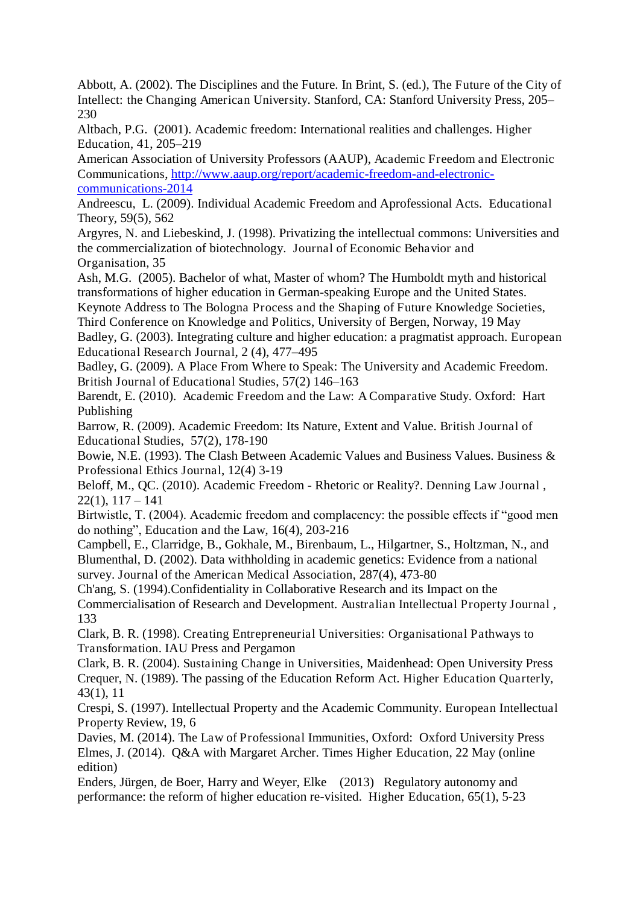Abbott, A. (2002). The Disciplines and the Future. In Brint, S. (ed.), The Future of the City of Intellect: the Changing American University. Stanford, CA: Stanford University Press, 205–230

Altbach, P.G. (2001). Academic freedom: International realities and challenges. Higher Education, 41, 205–219

American Association of University Professors (AAUP), Academic Freedom and Electronic Communications, [http://www.aaup.org/report/academic-freedom-and-electronic-communications-2014](http://www.aaup.org/report/academic-freedom-and-electronic-communications-2014)

Andreescu, L. (2009). Individual Academic Freedom and Aprofessional Acts. Educational Theory, 59(5), 562

Argyres, N. and Liebeskind, J. (1998). Privatizing the intellectual commons: Universities and the commercialization of biotechnology. Journal of Economic Behavior and Organisation, 35

Ash, M.G. (2005). Bachelor of what, Master of whom? The Humboldt myth and historical transformations of higher education in German-speaking Europe and the United States. Keynote Address to The Bologna Process and the Shaping of Future Knowledge Societies, Third Conference on Knowledge and Politics, University of Bergen, Norway, 19 May

Badley, G. (2003). Integrating culture and higher education: a pragmatist approach. European Educational Research Journal, 2 (4), 477–495

Badley, G. (2009). A Place From Where to Speak: The University and Academic Freedom. British Journal of Educational Studies, 57(2) 146–163

Barendt, E. (2010). Academic Freedom and the Law: A Comparative Study. Oxford: Hart Publishing

Barrow, R. (2009). Academic Freedom: Its Nature, Extent and Value. British Journal of Educational Studies, 57(2), 178-190

Bowie, N.E. (1993). The Clash Between Academic Values and Business Values. Business & Professional Ethics Journal, 12(4) 3-19

Beloff, M., QC. (2010). Academic Freedom - Rhetoric or Reality?. Denning Law Journal , 22(1), 117 – 141

Birtwistle, T. (2004). Academic freedom and complacency: the possible effects if "good men do nothing", Education and the Law, 16(4), 203-216

Campbell, E., Clarridge, B., Gokhale, M., Birenbaum, L., Hilgartner, S., Holtzman, N., and Blumenthal, D. (2002). Data withholding in academic genetics: Evidence from a national survey. Journal of the American Medical Association, 287(4), 473-80

Ch'ang, S. (1994).Confidentiality in Collaborative Research and its Impact on the Commercialisation of Research and Development. Australian Intellectual Property Journal , 133

Clark, B. R. (1998). Creating Entrepreneurial Universities: Organisational Pathways to Transformation. IAU Press and Pergamon

Clark, B. R. (2004). Sustaining Change in Universities, Maidenhead: Open University Press

Crequer, N. (1989). The passing of the Education Reform Act. Higher Education Quarterly, 43(1), 11

Crespi, S. (1997). Intellectual Property and the Academic Community. European Intellectual Property Review, 19, 6

Davies, M. (2014). The Law of Professional Immunities, Oxford: Oxford University Press

Elmes, J. (2014). Q&A with Margaret Archer. Times Higher Education, 22 May (online edition)

Enders, Jürgen, de Boer, Harry and Weyer, Elke (2013) Regulatory autonomy and performance: the reform of higher education re-visited. Higher Education, 65(1), 5-23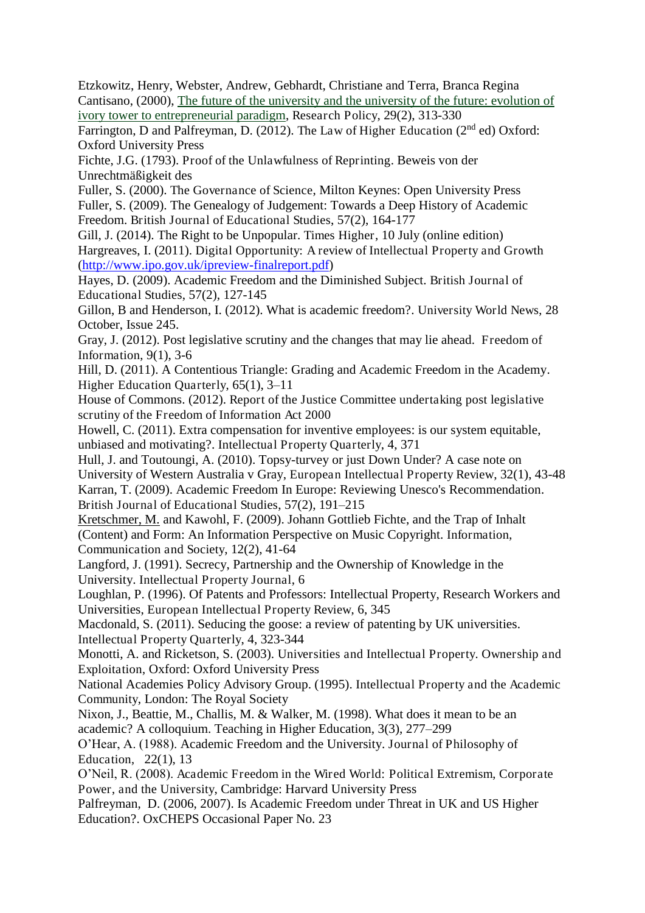Etzkowitz, Henry, Webster, Andrew, Gebhardt, Christiane and Terra, Branca Regina Cantisano, (2000), The future of the university and the university of the future: evolution of ivory tower to entrepreneurial paradigm, Research Policy, 29(2), 313-330

Farrington, D and Palfreyman, D. (2012). The Law of Higher Education (2nd ed) Oxford: Oxford University Press

Fichte, J.G. (1793). Proof of the Unlawfulness of Reprinting. Beweis von der Unrechtmäßigkeit des

Fuller, S. (2000). The Governance of Science, Milton Keynes: Open University Press

Fuller, S. (2009). The Genealogy of Judgement: Towards a Deep History of Academic Freedom. British Journal of Educational Studies, 57(2), 164-177

Gill, J. (2014). The Right to be Unpopular. Times Higher, 10 July (online edition)

Hargreaves, I. (2011). Digital Opportunity: A review of Intellectual Property and Growth (http://www.ipo.gov.uk/ipreview-finalreport.pdf)

Hayes, D. (2009). Academic Freedom and the Diminished Subject. British Journal of Educational Studies, 57(2), 127-145

Gillon, B and Henderson, I. (2012). What is academic freedom?. University World News, 28 October, Issue 245.

Gray, J. (2012). Post legislative scrutiny and the changes that may lie ahead. Freedom of Information, 9(1), 3-6

Hill, D. (2011). A Contentious Triangle: Grading and Academic Freedom in the Academy. Higher Education Quarterly, 65(1), 3–11

House of Commons. (2012). Report of the Justice Committee undertaking post legislative scrutiny of the Freedom of Information Act 2000

Howell, C. (2011). Extra compensation for inventive employees: is our system equitable, unbiased and motivating?. Intellectual Property Quarterly, 4, 371

Hull, J. and Toutoungi, A. (2010). Topsy-turvey or just Down Under? A case note on University of Western Australia v Gray, European Intellectual Property Review, 32(1), 43-48

Karran, T. (2009). Academic Freedom In Europe: Reviewing Unesco's Recommendation. British Journal of Educational Studies, 57(2), 191–215

Kretschmer, M. and Kawohl, F. (2009). Johann Gottlieb Fichte, and the Trap of Inhalt (Content) and Form: An Information Perspective on Music Copyright. Information, Communication and Society, 12(2), 41-64

Langford, J. (1991). Secrecy, Partnership and the Ownership of Knowledge in the University. Intellectual Property Journal, 6

Loughlan, P. (1996). Of Patents and Professors: Intellectual Property, Research Workers and Universities, European Intellectual Property Review, 6, 345

Macdonald, S. (2011). Seducing the goose: a review of patenting by UK universities. Intellectual Property Quarterly, 4, 323-344

Monotti, A. and Ricketson, S. (2003). Universities and Intellectual Property. Ownership and Exploitation, Oxford: Oxford University Press

National Academies Policy Advisory Group. (1995). Intellectual Property and the Academic Community, London: The Royal Society

Nixon, J., Beattie, M., Challis, M. & Walker, M. (1998). What does it mean to be an academic? A colloquium. Teaching in Higher Education, 3(3), 277–299

O'Hear, A. (1988). Academic Freedom and the University. Journal of Philosophy of Education, 22(1), 13

O'Neil, R. (2008). Academic Freedom in the Wired World: Political Extremism, Corporate Power, and the University, Cambridge: Harvard University Press

Palfreyman, D. (2006, 2007). Is Academic Freedom under Threat in UK and US Higher Education?. OxCHEPS Occasional Paper No. 23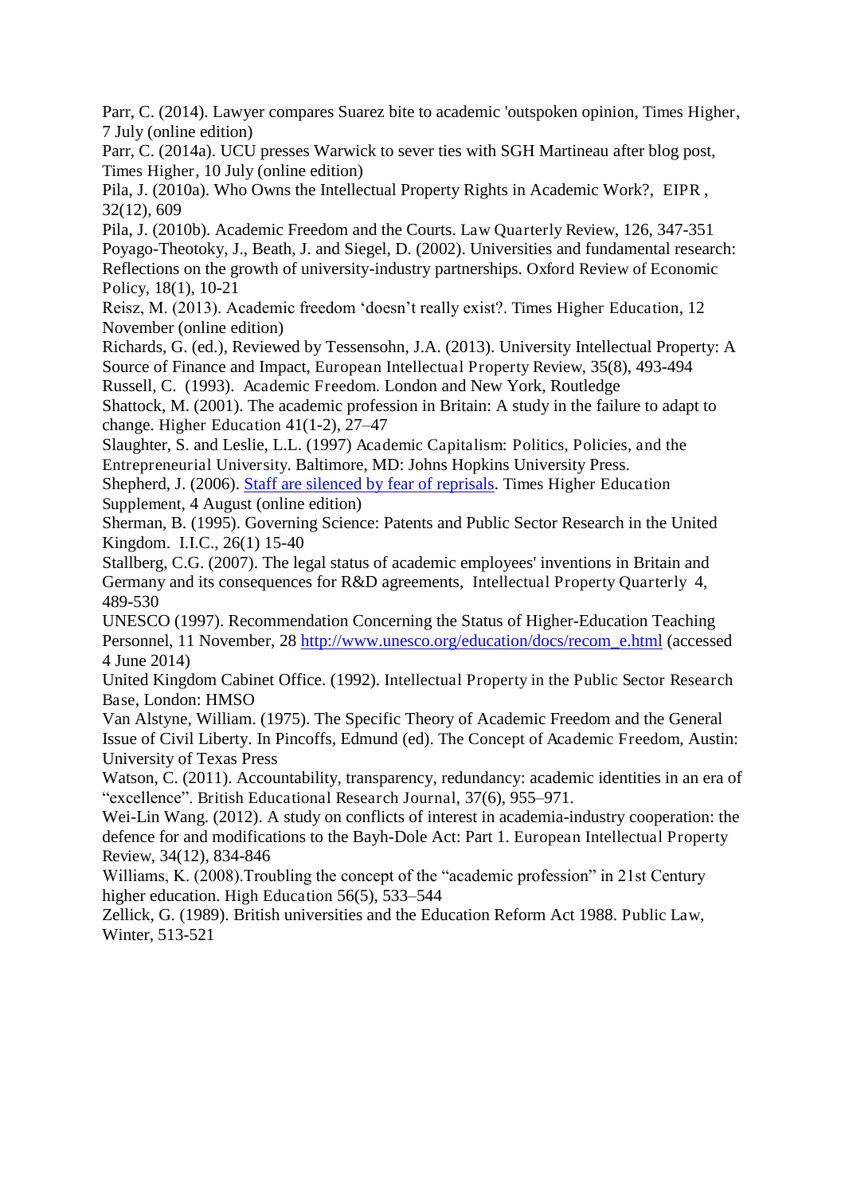Parr, C. (2014). Lawyer compares Suarez bite to academic 'outspoken opinion, Times Higher, 7 July (online edition)

Parr, C. (2014a). UCU presses Warwick to sever ties with SGH Martineau after blog post, Times Higher, 10 July (online edition)

Pila, J. (2010a). Who Owns the Intellectual Property Rights in Academic Work?, EIPR, 32(12), 609

Pila, J. (2010b). Academic Freedom and the Courts. Law Quarterly Review, 126, 347-351

Poyago-Theotoky, J., Beath, J. and Siegel, D. (2002). Universities and fundamental research: Reflections on the growth of university-industry partnerships. Oxford Review of Economic Policy, 18(1), 10-21

Reisz, M. (2013). Academic freedom 'doesn't really exist?. Times Higher Education, 12 November (online edition)

Richards, G. (ed.), Reviewed by Tessensohn, J.A. (2013). University Intellectual Property: A Source of Finance and Impact, European Intellectual Property Review, 35(8), 493-494

Russell, C. (1993). Academic Freedom. London and New York, Routledge

Shattock, M. (2001). The academic profession in Britain: A study in the failure to adapt to change. Higher Education 41(1-2), 27–47

Slaughter, S. and Leslie, L.L. (1997) Academic Capitalism: Politics, Policies, and the Entrepreneurial University. Baltimore, MD: Johns Hopkins University Press.

Shepherd, J. (2006). [Staff are silenced by fear of reprisals](). Times Higher Education Supplement, 4 August (online edition)

Sherman, B. (1995). Governing Science: Patents and Public Sector Research in the United Kingdom. I.I.C., 26(1) 15-40

Stallberg, C.G. (2007). The legal status of academic employees' inventions in Britain and Germany and its consequences for R&D agreements, Intellectual Property Quarterly 4, 489-530

UNESCO (1997). Recommendation Concerning the Status of Higher-Education Teaching Personnel, 11 November, 28 http://www.unesco.org/education/docs/recom_e.html (accessed 4 June 2014)

United Kingdom Cabinet Office. (1992). Intellectual Property in the Public Sector Research Base, London: HMSO

Van Alstyne, William. (1975). The Specific Theory of Academic Freedom and the General Issue of Civil Liberty. In Pincoffs, Edmund (ed). The Concept of Academic Freedom, Austin: University of Texas Press

Watson, C. (2011). Accountability, transparency, redundancy: academic identities in an era of "excellence". British Educational Research Journal, 37(6), 955–971.

Wei-Lin Wang. (2012). A study on conflicts of interest in academia-industry cooperation: the defence for and modifications to the Bayh-Dole Act: Part 1. European Intellectual Property Review, 34(12), 834-846

Williams, K. (2008).Troubling the concept of the "academic profession" in 21st Century higher education. High Education 56(5), 533–544

Zellick, G. (1989). British universities and the Education Reform Act 1988. Public Law, Winter, 513-521